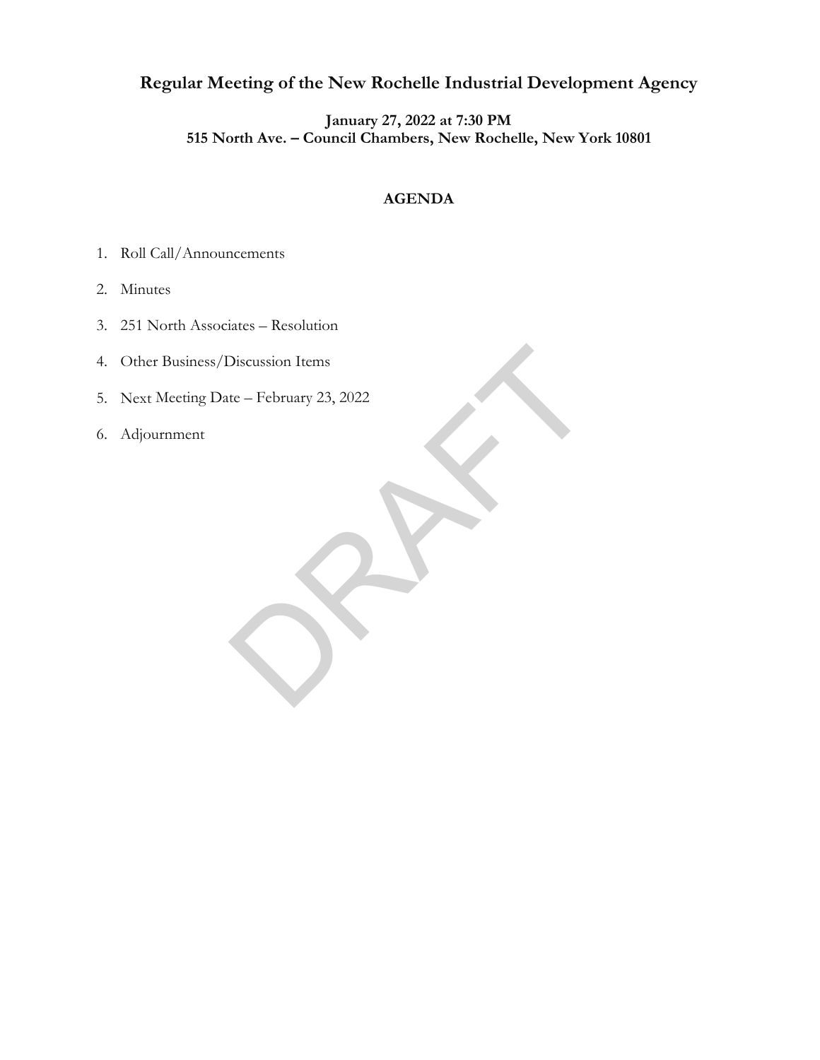# Regular Meeting of the New Rochelle Industrial Development Agency

**January 27, 2022 at 7:30 PM**
**515 North Ave. – Council Chambers, New Rochelle, New York 10801**

## AGENDA

1. Roll Call/Announcements
2. Minutes
3. 251 North Associates – Resolution
4. Other Business/Discussion Items
5. Next Meeting Date – February 23, 2022
6. Adjournment

DRAFT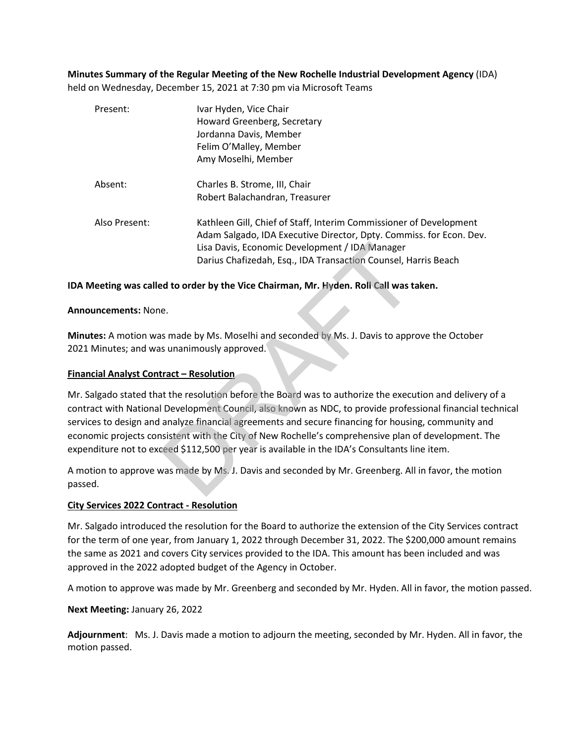**Minutes Summary of the Regular Meeting of the New Rochelle Industrial Development Agency** (IDA) held on Wednesday, December 15, 2021 at 7:30 pm via Microsoft Teams

| | |
|---|---|
| Present: | Ivar Hyden, Vice Chair<br>Howard Greenberg, Secretary<br>Jordanna Davis, Member<br>Felim O'Malley, Member<br>Amy Moselhi, Member |
| Absent: | Charles B. Strome, III, Chair<br>Robert Balachandran, Treasurer |
| Also Present: | Kathleen Gill, Chief of Staff, Interim Commissioner of Development<br>Adam Salgado, IDA Executive Director, Dpty. Commiss. for Econ. Dev.<br>Lisa Davis, Economic Development / IDA Manager<br>Darius Chafizedah, Esq., IDA Transaction Counsel, Harris Beach |

**IDA Meeting was called to order by the Vice Chairman, Mr. Hyden. Roll Call was taken.**

**Announcements:** None.

**Minutes:** A motion was made by Ms. Moselhi and seconded by Ms. J. Davis to approve the October 2021 Minutes; and was unanimously approved.

**Financial Analyst Contract – Resolution**

Mr. Salgado stated that the resolution before the Board was to authorize the execution and delivery of a contract with National Development Council, also known as NDC, to provide professional financial technical services to design and analyze financial agreements and secure financing for housing, community and economic projects consistent with the City of New Rochelle's comprehensive plan of development. The expenditure not to exceed $112,500 per year is available in the IDA's Consultants line item.

A motion to approve was made by Ms. J. Davis and seconded by Mr. Greenberg. All in favor, the motion passed.

**City Services 2022 Contract - Resolution**

Mr. Salgado introduced the resolution for the Board to authorize the extension of the City Services contract for the term of one year, from January 1, 2022 through December 31, 2022. The $200,000 amount remains the same as 2021 and covers City services provided to the IDA. This amount has been included and was approved in the 2022 adopted budget of the Agency in October.

A motion to approve was made by Mr. Greenberg and seconded by Mr. Hyden. All in favor, the motion passed.

**Next Meeting:** January 26, 2022

**Adjournment**: Ms. J. Davis made a motion to adjourn the meeting, seconded by Mr. Hyden. All in favor, the motion passed.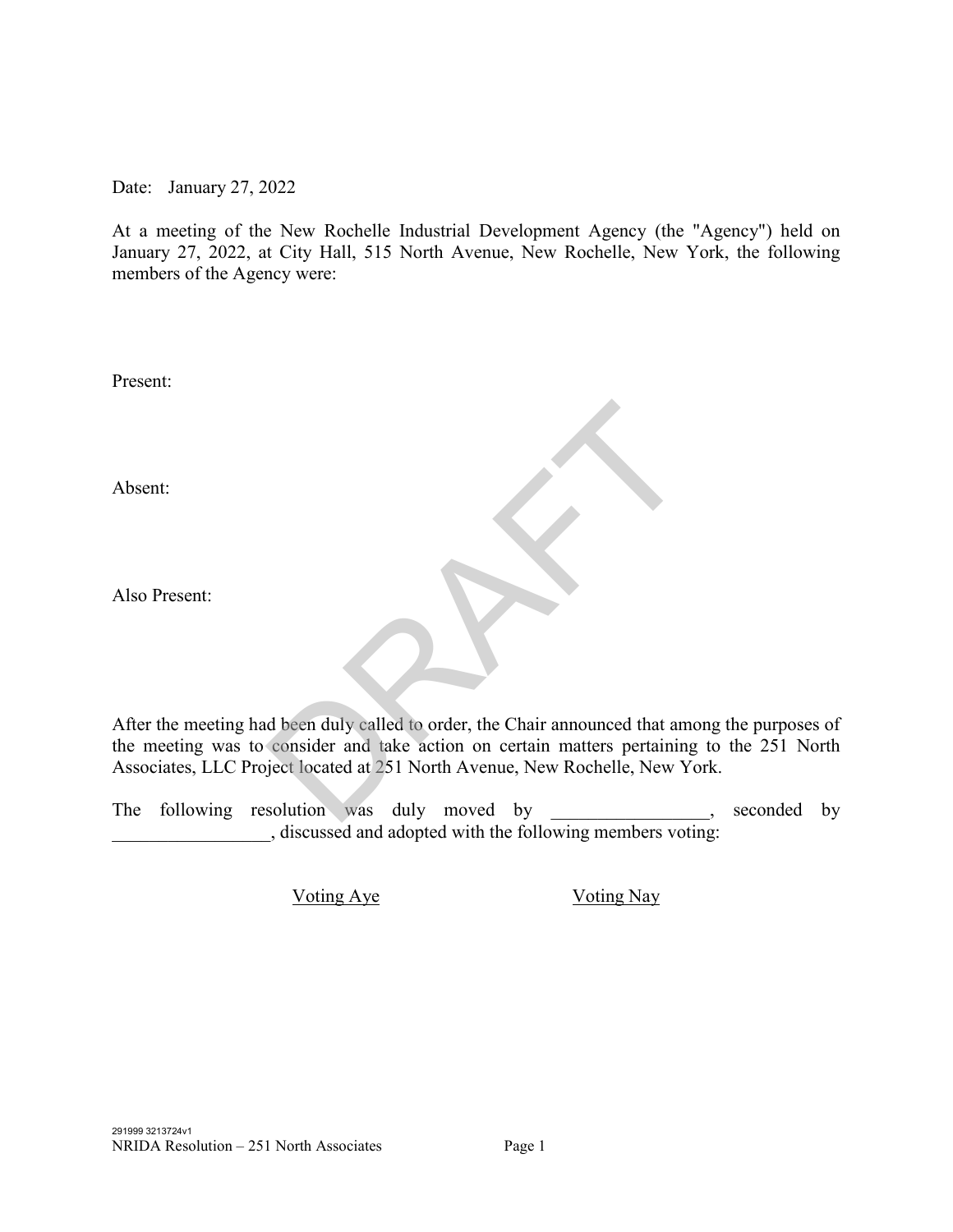Date: January 27, 2022

At a meeting of the New Rochelle Industrial Development Agency (the "Agency") held on January 27, 2022, at City Hall, 515 North Avenue, New Rochelle, New York, the following members of the Agency were:

Present:

Absent:

Also Present:

After the meeting had been duly called to order, the Chair announced that among the purposes of the meeting was to consider and take action on certain matters pertaining to the 251 North Associates, LLC Project located at 251 North Avenue, New Rochelle, New York.

The following resolution was duly moved by _________________, seconded by _________________, discussed and adopted with the following members voting:

<u>Voting Aye</u> <u>Voting Nay</u>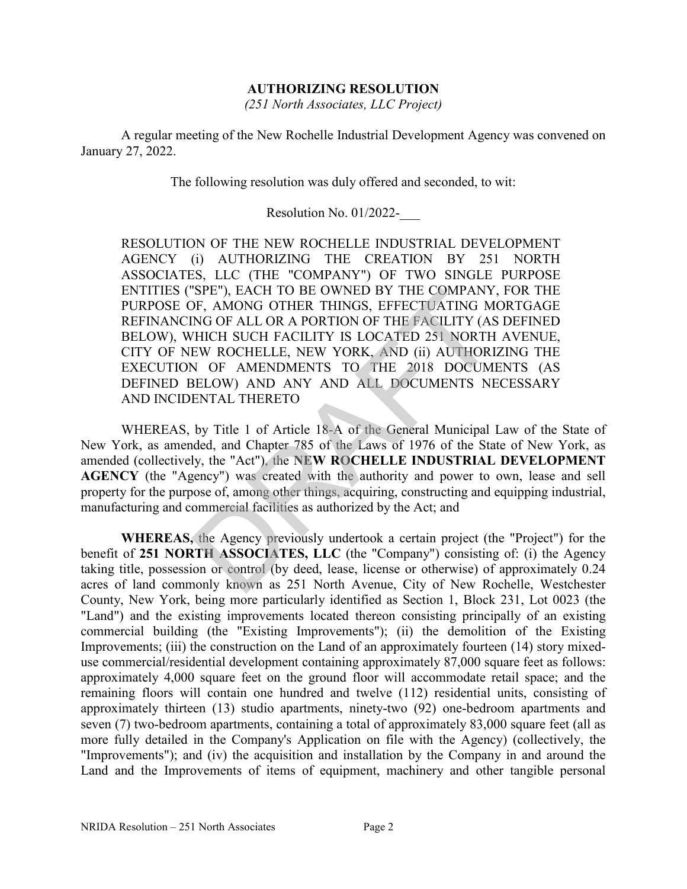**AUTHORIZING RESOLUTION**

*(251 North Associates, LLC Project)*

A regular meeting of the New Rochelle Industrial Development Agency was convened on January 27, 2022.

The following resolution was duly offered and seconded, to wit:

Resolution No. 01/2022-___

RESOLUTION OF THE NEW ROCHELLE INDUSTRIAL DEVELOPMENT AGENCY (i) AUTHORIZING THE CREATION BY 251 NORTH ASSOCIATES, LLC (THE "COMPANY") OF TWO SINGLE PURPOSE ENTITIES ("SPE"), EACH TO BE OWNED BY THE COMPANY, FOR THE PURPOSE OF, AMONG OTHER THINGS, EFFECTUATING MORTGAGE REFINANCING OF ALL OR A PORTION OF THE FACILITY (AS DEFINED BELOW), WHICH SUCH FACILITY IS LOCATED 251 NORTH AVENUE, CITY OF NEW ROCHELLE, NEW YORK, AND (ii) AUTHORIZING THE EXECUTION OF AMENDMENTS TO THE 2018 DOCUMENTS (AS DEFINED BELOW) AND ANY AND ALL DOCUMENTS NECESSARY AND INCIDENTAL THERETO

WHEREAS, by Title 1 of Article 18-A of the General Municipal Law of the State of New York, as amended, and Chapter 785 of the Laws of 1976 of the State of New York, as amended (collectively, the "Act"), the **NEW ROCHELLE INDUSTRIAL DEVELOPMENT AGENCY** (the "Agency") was created with the authority and power to own, lease and sell property for the purpose of, among other things, acquiring, constructing and equipping industrial, manufacturing and commercial facilities as authorized by the Act; and

**WHEREAS,** the Agency previously undertook a certain project (the "Project") for the benefit of **251 NORTH ASSOCIATES, LLC** (the "Company") consisting of: (i) the Agency taking title, possession or control (by deed, lease, license or otherwise) of approximately 0.24 acres of land commonly known as 251 North Avenue, City of New Rochelle, Westchester County, New York, being more particularly identified as Section 1, Block 231, Lot 0023 (the "Land") and the existing improvements located thereon consisting principally of an existing commercial building (the "Existing Improvements"); (ii) the demolition of the Existing Improvements; (iii) the construction on the Land of an approximately fourteen (14) story mixed-use commercial/residential development containing approximately 87,000 square feet as follows: approximately 4,000 square feet on the ground floor will accommodate retail space; and the remaining floors will contain one hundred and twelve (112) residential units, consisting of approximately thirteen (13) studio apartments, ninety-two (92) one-bedroom apartments and seven (7) two-bedroom apartments, containing a total of approximately 83,000 square feet (all as more fully detailed in the Company's Application on file with the Agency) (collectively, the "Improvements"); and (iv) the acquisition and installation by the Company in and around the Land and the Improvements of items of equipment, machinery and other tangible personal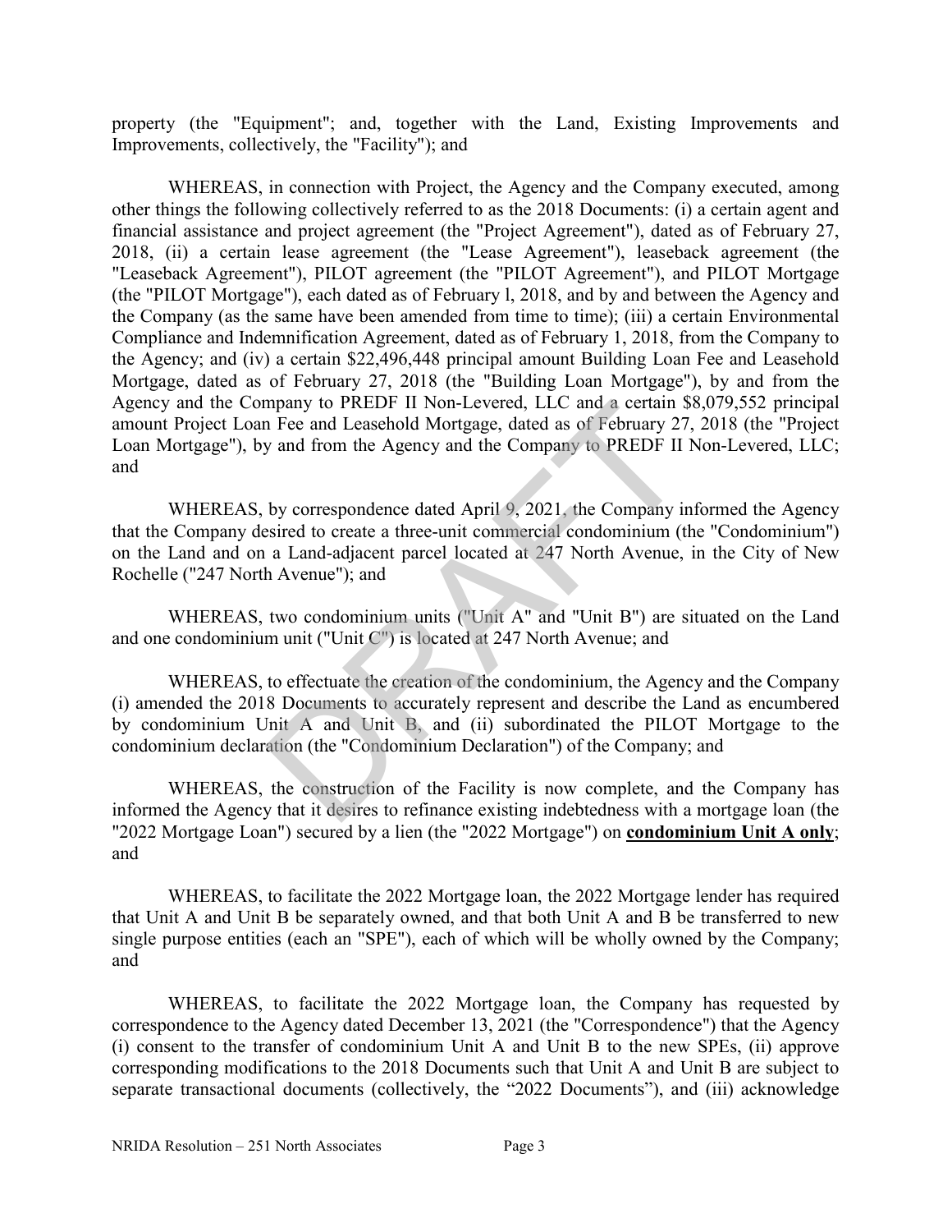property (the "Equipment"; and, together with the Land, Existing Improvements and Improvements, collectively, the "Facility"); and

WHEREAS, in connection with Project, the Agency and the Company executed, among other things the following collectively referred to as the 2018 Documents: (i) a certain agent and financial assistance and project agreement (the "Project Agreement"), dated as of February 27, 2018, (ii) a certain lease agreement (the "Lease Agreement"), leaseback agreement (the "Leaseback Agreement"), PILOT agreement (the "PILOT Agreement"), and PILOT Mortgage (the "PILOT Mortgage"), each dated as of February l, 2018, and by and between the Agency and the Company (as the same have been amended from time to time); (iii) a certain Environmental Compliance and Indemnification Agreement, dated as of February 1, 2018, from the Company to the Agency; and (iv) a certain $22,496,448 principal amount Building Loan Fee and Leasehold Mortgage, dated as of February 27, 2018 (the "Building Loan Mortgage"), by and from the Agency and the Company to PREDF II Non-Levered, LLC and a certain $8,079,552 principal amount Project Loan Fee and Leasehold Mortgage, dated as of February 27, 2018 (the "Project Loan Mortgage"), by and from the Agency and the Company to PREDF II Non-Levered, LLC; and

WHEREAS, by correspondence dated April 9, 2021, the Company informed the Agency that the Company desired to create a three-unit commercial condominium (the "Condominium") on the Land and on a Land-adjacent parcel located at 247 North Avenue, in the City of New Rochelle ("247 North Avenue"); and

WHEREAS, two condominium units ("Unit A" and "Unit B") are situated on the Land and one condominium unit ("Unit C") is located at 247 North Avenue; and

WHEREAS, to effectuate the creation of the condominium, the Agency and the Company (i) amended the 2018 Documents to accurately represent and describe the Land as encumbered by condominium Unit A and Unit B, and (ii) subordinated the PILOT Mortgage to the condominium declaration (the "Condominium Declaration") of the Company; and

WHEREAS, the construction of the Facility is now complete, and the Company has informed the Agency that it desires to refinance existing indebtedness with a mortgage loan (the "2022 Mortgage Loan") secured by a lien (the "2022 Mortgage") on **condominium Unit A only**; and

WHEREAS, to facilitate the 2022 Mortgage loan, the 2022 Mortgage lender has required that Unit A and Unit B be separately owned, and that both Unit A and B be transferred to new single purpose entities (each an "SPE"), each of which will be wholly owned by the Company; and

WHEREAS, to facilitate the 2022 Mortgage loan, the Company has requested by correspondence to the Agency dated December 13, 2021 (the "Correspondence") that the Agency (i) consent to the transfer of condominium Unit A and Unit B to the new SPEs, (ii) approve corresponding modifications to the 2018 Documents such that Unit A and Unit B are subject to separate transactional documents (collectively, the "2022 Documents"), and (iii) acknowledge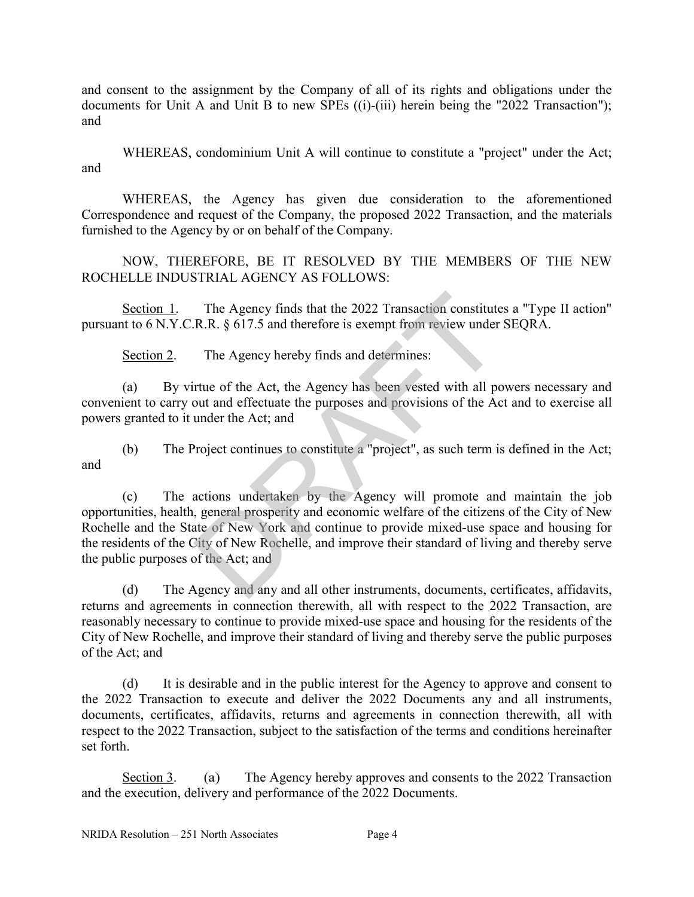and consent to the assignment by the Company of all of its rights and obligations under the documents for Unit A and Unit B to new SPEs ((i)-(iii) herein being the "2022 Transaction"); and

WHEREAS, condominium Unit A will continue to constitute a "project" under the Act; and

WHEREAS, the Agency has given due consideration to the aforementioned Correspondence and request of the Company, the proposed 2022 Transaction, and the materials furnished to the Agency by or on behalf of the Company.

NOW, THEREFORE, BE IT RESOLVED BY THE MEMBERS OF THE NEW ROCHELLE INDUSTRIAL AGENCY AS FOLLOWS:

Section 1. The Agency finds that the 2022 Transaction constitutes a "Type II action" pursuant to 6 N.Y.C.R.R. § 617.5 and therefore is exempt from review under SEQRA.

Section 2. The Agency hereby finds and determines:

(a) By virtue of the Act, the Agency has been vested with all powers necessary and convenient to carry out and effectuate the purposes and provisions of the Act and to exercise all powers granted to it under the Act; and

(b) The Project continues to constitute a "project", as such term is defined in the Act; and

(c) The actions undertaken by the Agency will promote and maintain the job opportunities, health, general prosperity and economic welfare of the citizens of the City of New Rochelle and the State of New York and continue to provide mixed-use space and housing for the residents of the City of New Rochelle, and improve their standard of living and thereby serve the public purposes of the Act; and

(d) The Agency and any and all other instruments, documents, certificates, affidavits, returns and agreements in connection therewith, all with respect to the 2022 Transaction, are reasonably necessary to continue to provide mixed-use space and housing for the residents of the City of New Rochelle, and improve their standard of living and thereby serve the public purposes of the Act; and

(d) It is desirable and in the public interest for the Agency to approve and consent to the 2022 Transaction to execute and deliver the 2022 Documents any and all instruments, documents, certificates, affidavits, returns and agreements in connection therewith, all with respect to the 2022 Transaction, subject to the satisfaction of the terms and conditions hereinafter set forth.

Section 3. (a) The Agency hereby approves and consents to the 2022 Transaction and the execution, delivery and performance of the 2022 Documents.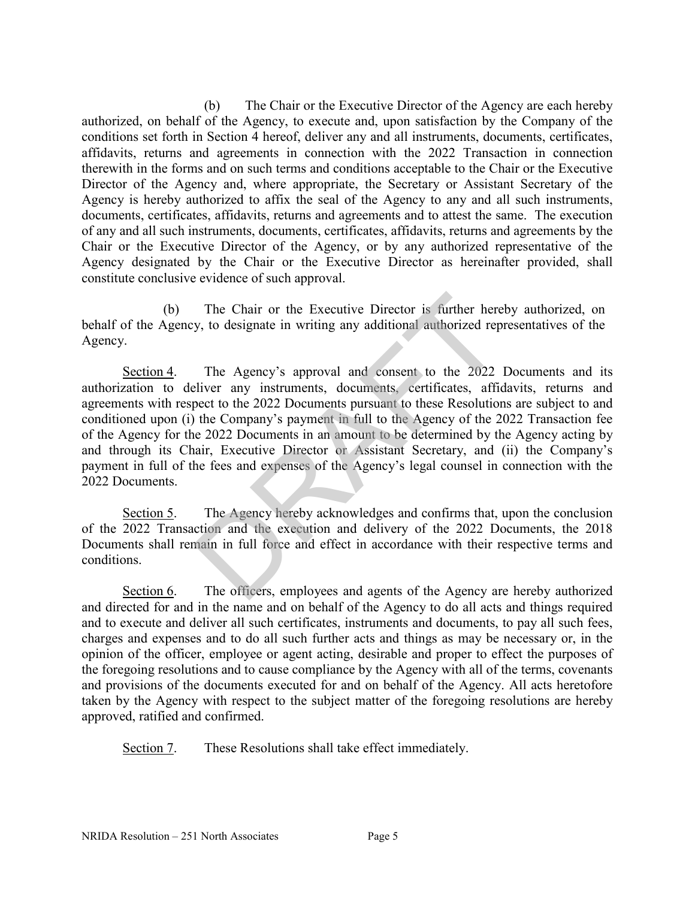(b) The Chair or the Executive Director of the Agency are each hereby authorized, on behalf of the Agency, to execute and, upon satisfaction by the Company of the conditions set forth in Section 4 hereof, deliver any and all instruments, documents, certificates, affidavits, returns and agreements in connection with the 2022 Transaction in connection therewith in the forms and on such terms and conditions acceptable to the Chair or the Executive Director of the Agency and, where appropriate, the Secretary or Assistant Secretary of the Agency is hereby authorized to affix the seal of the Agency to any and all such instruments, documents, certificates, affidavits, returns and agreements and to attest the same. The execution of any and all such instruments, documents, certificates, affidavits, returns and agreements by the Chair or the Executive Director of the Agency, or by any authorized representative of the Agency designated by the Chair or the Executive Director as hereinafter provided, shall constitute conclusive evidence of such approval.

(b) The Chair or the Executive Director is further hereby authorized, on behalf of the Agency, to designate in writing any additional authorized representatives of the Agency.

Section 4. The Agency's approval and consent to the 2022 Documents and its authorization to deliver any instruments, documents, certificates, affidavits, returns and agreements with respect to the 2022 Documents pursuant to these Resolutions are subject to and conditioned upon (i) the Company's payment in full to the Agency of the 2022 Transaction fee of the Agency for the 2022 Documents in an amount to be determined by the Agency acting by and through its Chair, Executive Director or Assistant Secretary, and (ii) the Company's payment in full of the fees and expenses of the Agency's legal counsel in connection with the 2022 Documents.

Section 5. The Agency hereby acknowledges and confirms that, upon the conclusion of the 2022 Transaction and the execution and delivery of the 2022 Documents, the 2018 Documents shall remain in full force and effect in accordance with their respective terms and conditions.

Section 6. The officers, employees and agents of the Agency are hereby authorized and directed for and in the name and on behalf of the Agency to do all acts and things required and to execute and deliver all such certificates, instruments and documents, to pay all such fees, charges and expenses and to do all such further acts and things as may be necessary or, in the opinion of the officer, employee or agent acting, desirable and proper to effect the purposes of the foregoing resolutions and to cause compliance by the Agency with all of the terms, covenants and provisions of the documents executed for and on behalf of the Agency. All acts heretofore taken by the Agency with respect to the subject matter of the foregoing resolutions are hereby approved, ratified and confirmed.

Section 7. These Resolutions shall take effect immediately.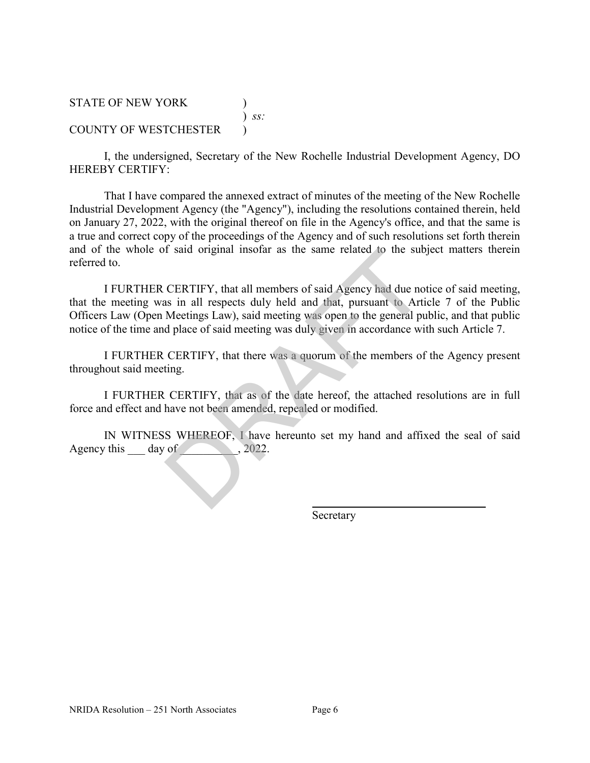STATE OF NEW YORK )
) *ss:*
COUNTY OF WESTCHESTER )

I, the undersigned, Secretary of the New Rochelle Industrial Development Agency, DO HEREBY CERTIFY:

That I have compared the annexed extract of minutes of the meeting of the New Rochelle Industrial Development Agency (the "Agency"), including the resolutions contained therein, held on January 27, 2022, with the original thereof on file in the Agency's office, and that the same is a true and correct copy of the proceedings of the Agency and of such resolutions set forth therein and of the whole of said original insofar as the same related to the subject matters therein referred to.

I FURTHER CERTIFY, that all members of said Agency had due notice of said meeting, that the meeting was in all respects duly held and that, pursuant to Article 7 of the Public Officers Law (Open Meetings Law), said meeting was open to the general public, and that public notice of the time and place of said meeting was duly given in accordance with such Article 7.

I FURTHER CERTIFY, that there was a quorum of the members of the Agency present throughout said meeting.

I FURTHER CERTIFY, that as of the date hereof, the attached resolutions are in full force and effect and have not been amended, repealed or modified.

IN WITNESS WHEREOF, I have hereunto set my hand and affixed the seal of said Agency this ___ day of __________, 2022.

_______________________________
Secretary

DRAFT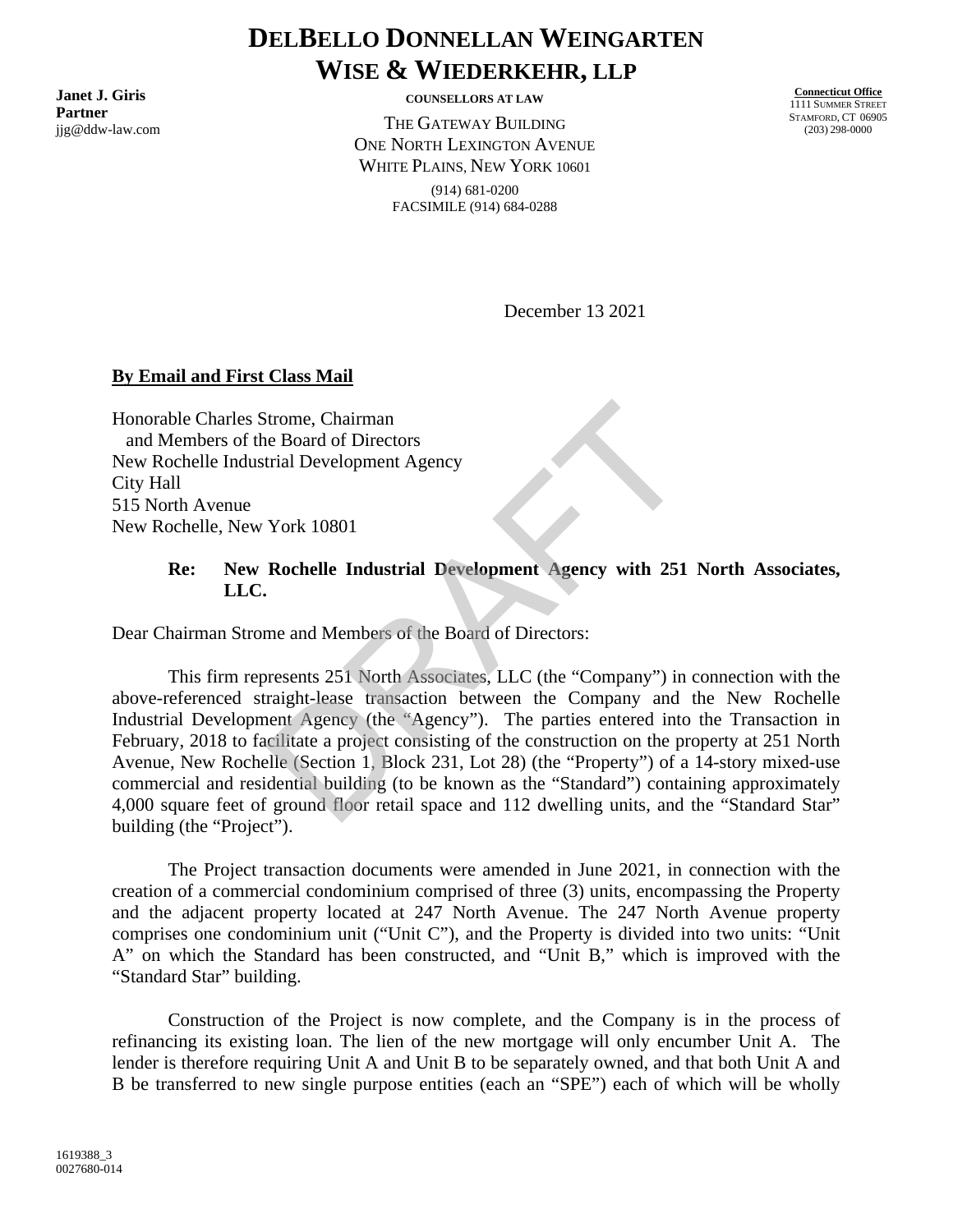# DELBELLO DONNELLAN WEINGARTEN WISE & WIEDERKEHR, LLP

**Janet J. Giris**
**Partner**
jjg@ddw-law.com

**COUNSELLORS AT LAW**

THE GATEWAY BUILDING
ONE NORTH LEXINGTON AVENUE
WHITE PLAINS, NEW YORK 10601
(914) 681-0200
FACSIMILE (914) 684-0288

**Connecticut Office**
1111 SUMMER STREET
STAMFORD, CT 06905
(203) 298-0000

DRAFT

December 13 2021

**By Email and First Class Mail**

Honorable Charles Strome, Chairman
and Members of the Board of Directors
New Rochelle Industrial Development Agency
City Hall
515 North Avenue
New Rochelle, New York 10801

**Re: New Rochelle Industrial Development Agency with 251 North Associates, LLC.**

Dear Chairman Strome and Members of the Board of Directors:

This firm represents 251 North Associates, LLC (the "Company") in connection with the above-referenced straight-lease transaction between the Company and the New Rochelle Industrial Development Agency (the "Agency"). The parties entered into the Transaction in February, 2018 to facilitate a project consisting of the construction on the property at 251 North Avenue, New Rochelle (Section 1, Block 231, Lot 28) (the "Property") of a 14-story mixed-use commercial and residential building (to be known as the "Standard") containing approximately 4,000 square feet of ground floor retail space and 112 dwelling units, and the "Standard Star" building (the "Project").

The Project transaction documents were amended in June 2021, in connection with the creation of a commercial condominium comprised of three (3) units, encompassing the Property and the adjacent property located at 247 North Avenue. The 247 North Avenue property comprises one condominium unit ("Unit C"), and the Property is divided into two units: "Unit A" on which the Standard has been constructed, and "Unit B," which is improved with the "Standard Star" building.

Construction of the Project is now complete, and the Company is in the process of refinancing its existing loan. The lien of the new mortgage will only encumber Unit A. The lender is therefore requiring Unit A and Unit B to be separately owned, and that both Unit A and B be transferred to new single purpose entities (each an "SPE") each of which will be wholly

1619388_3
0027680-014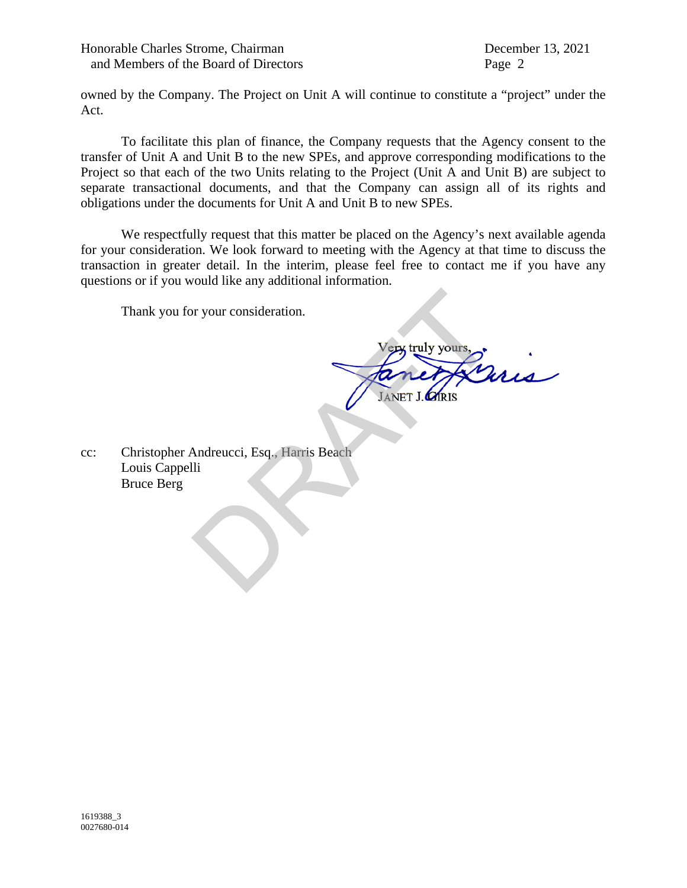owned by the Company. The Project on Unit A will continue to constitute a "project" under the Act.

To facilitate this plan of finance, the Company requests that the Agency consent to the transfer of Unit A and Unit B to the new SPEs, and approve corresponding modifications to the Project so that each of the two Units relating to the Project (Unit A and Unit B) are subject to separate transactional documents, and that the Company can assign all of its rights and obligations under the documents for Unit A and Unit B to new SPEs.

We respectfully request that this matter be placed on the Agency's next available agenda for your consideration. We look forward to meeting with the Agency at that time to discuss the transaction in greater detail. In the interim, please feel free to contact me if you have any questions or if you would like any additional information.

Thank you for your consideration.

Very truly yours,

JANET J. GIRIS

cc: Christopher Andreucci, Esq., Harris Beach
Louis Cappelli
Bruce Berg

1619388_3
0027680-014